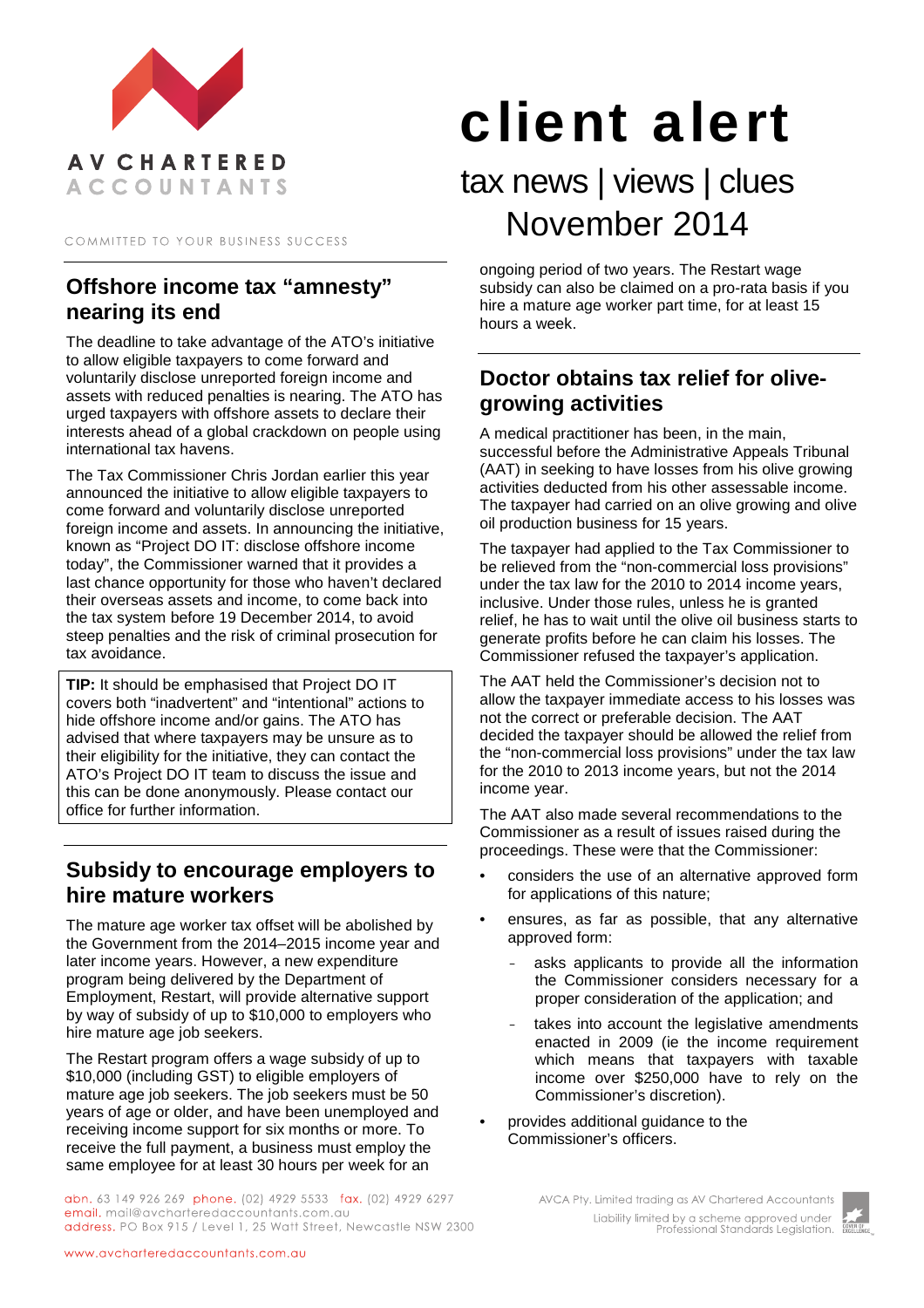AV CHARTERED ACCOUNTANTS

COMMITTED TO YOUR BUSINESS SUCCESS

# client alert

tax news | views | clues
November 2014

## Offshore income tax "amnesty" nearing its end

The deadline to take advantage of the ATO's initiative to allow eligible taxpayers to come forward and voluntarily disclose unreported foreign income and assets with reduced penalties is nearing. The ATO has urged taxpayers with offshore assets to declare their interests ahead of a global crackdown on people using international tax havens.

The Tax Commissioner Chris Jordan earlier this year announced the initiative to allow eligible taxpayers to come forward and voluntarily disclose unreported foreign income and assets. In announcing the initiative, known as "Project DO IT: disclose offshore income today", the Commissioner warned that it provides a last chance opportunity for those who haven't declared their overseas assets and income, to come back into the tax system before 19 December 2014, to avoid steep penalties and the risk of criminal prosecution for tax avoidance.

**TIP:** It should be emphasised that Project DO IT covers both "inadvertent" and "intentional" actions to hide offshore income and/or gains. The ATO has advised that where taxpayers may be unsure as to their eligibility for the initiative, they can contact the ATO's Project DO IT team to discuss the issue and this can be done anonymously. Please contact our office for further information.

## Subsidy to encourage employers to hire mature workers

The mature age worker tax offset will be abolished by the Government from the 2014–2015 income year and later income years. However, a new expenditure program being delivered by the Department of Employment, Restart, will provide alternative support by way of subsidy of up to $10,000 to employers who hire mature age job seekers.

The Restart program offers a wage subsidy of up to $10,000 (including GST) to eligible employers of mature age job seekers. The job seekers must be 50 years of age or older, and have been unemployed and receiving income support for six months or more. To receive the full payment, a business must employ the same employee for at least 30 hours per week for an ongoing period of two years. The Restart wage subsidy can also be claimed on a pro-rata basis if you hire a mature age worker part time, for at least 15 hours a week.

## Doctor obtains tax relief for olive-growing activities

A medical practitioner has been, in the main, successful before the Administrative Appeals Tribunal (AAT) in seeking to have losses from his olive growing activities deducted from his other assessable income. The taxpayer had carried on an olive growing and olive oil production business for 15 years.

The taxpayer had applied to the Tax Commissioner to be relieved from the "non-commercial loss provisions" under the tax law for the 2010 to 2014 income years, inclusive. Under those rules, unless he is granted relief, he has to wait until the olive oil business starts to generate profits before he can claim his losses. The Commissioner refused the taxpayer's application.

The AAT held the Commissioner's decision not to allow the taxpayer immediate access to his losses was not the correct or preferable decision. The AAT decided the taxpayer should be allowed the relief from the "non-commercial loss provisions" under the tax law for the 2010 to 2013 income years, but not the 2014 income year.

The AAT also made several recommendations to the Commissioner as a result of issues raised during the proceedings. These were that the Commissioner:

- considers the use of an alternative approved form for applications of this nature;
- ensures, as far as possible, that any alternative approved form:
  - asks applicants to provide all the information the Commissioner considers necessary for a proper consideration of the application; and
  - takes into account the legislative amendments enacted in 2009 (ie the income requirement which means that taxpayers with taxable income over $250,000 have to rely on the Commissioner's discretion).
- provides additional guidance to the Commissioner's officers.

abn. 63 149 926 269 phone. (02) 4929 5533 fax. (02) 4929 6297
email. mail@avcharteredaccountants.com.au
address. PO Box 915 / Level 1, 25 Watt Street, Newcastle NSW 2300

AVCA Pty. Limited trading as AV Chartered Accountants
Liability limited by a scheme approved under Professional Standards Legislation.

www.avcharteredaccountants.com.au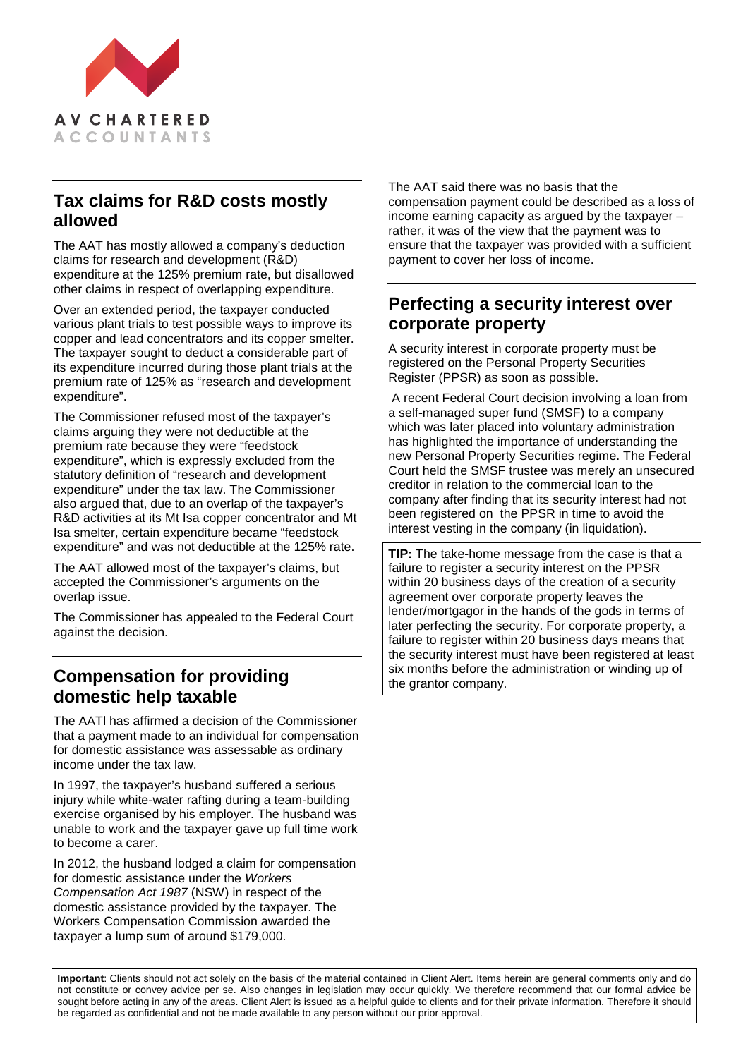AV CHARTERED ACCOUNTANTS

## Tax claims for R&D costs mostly allowed

The AAT has mostly allowed a company's deduction claims for research and development (R&D) expenditure at the 125% premium rate, but disallowed other claims in respect of overlapping expenditure.

Over an extended period, the taxpayer conducted various plant trials to test possible ways to improve its copper and lead concentrators and its copper smelter. The taxpayer sought to deduct a considerable part of its expenditure incurred during those plant trials at the premium rate of 125% as "research and development expenditure".

The Commissioner refused most of the taxpayer's claims arguing they were not deductible at the premium rate because they were "feedstock expenditure", which is expressly excluded from the statutory definition of "research and development expenditure" under the tax law. The Commissioner also argued that, due to an overlap of the taxpayer's R&D activities at its Mt Isa copper concentrator and Mt Isa smelter, certain expenditure became "feedstock expenditure" and was not deductible at the 125% rate.

The AAT allowed most of the taxpayer's claims, but accepted the Commissioner's arguments on the overlap issue.

The Commissioner has appealed to the Federal Court against the decision.

## Compensation for providing domestic help taxable

The AATl has affirmed a decision of the Commissioner that a payment made to an individual for compensation for domestic assistance was assessable as ordinary income under the tax law.

In 1997, the taxpayer's husband suffered a serious injury while white-water rafting during a team-building exercise organised by his employer. The husband was unable to work and the taxpayer gave up full time work to become a carer.

In 2012, the husband lodged a claim for compensation for domestic assistance under the *Workers Compensation Act 1987* (NSW) in respect of the domestic assistance provided by the taxpayer. The Workers Compensation Commission awarded the taxpayer a lump sum of around $179,000.

The AAT said there was no basis that the compensation payment could be described as a loss of income earning capacity as argued by the taxpayer – rather, it was of the view that the payment was to ensure that the taxpayer was provided with a sufficient payment to cover her loss of income.

## Perfecting a security interest over corporate property

A security interest in corporate property must be registered on the Personal Property Securities Register (PPSR) as soon as possible.

A recent Federal Court decision involving a loan from a self-managed super fund (SMSF) to a company which was later placed into voluntary administration has highlighted the importance of understanding the new Personal Property Securities regime. The Federal Court held the SMSF trustee was merely an unsecured creditor in relation to the commercial loan to the company after finding that its security interest had not been registered on the PPSR in time to avoid the interest vesting in the company (in liquidation).

**TIP:** The take-home message from the case is that a failure to register a security interest on the PPSR within 20 business days of the creation of a security agreement over corporate property leaves the lender/mortgagor in the hands of the gods in terms of later perfecting the security. For corporate property, a failure to register within 20 business days means that the security interest must have been registered at least six months before the administration or winding up of the grantor company.

**Important**: Clients should not act solely on the basis of the material contained in Client Alert. Items herein are general comments only and do not constitute or convey advice per se. Also changes in legislation may occur quickly. We therefore recommend that our formal advice be sought before acting in any of the areas. Client Alert is issued as a helpful guide to clients and for their private information. Therefore it should be regarded as confidential and not be made available to any person without our prior approval.